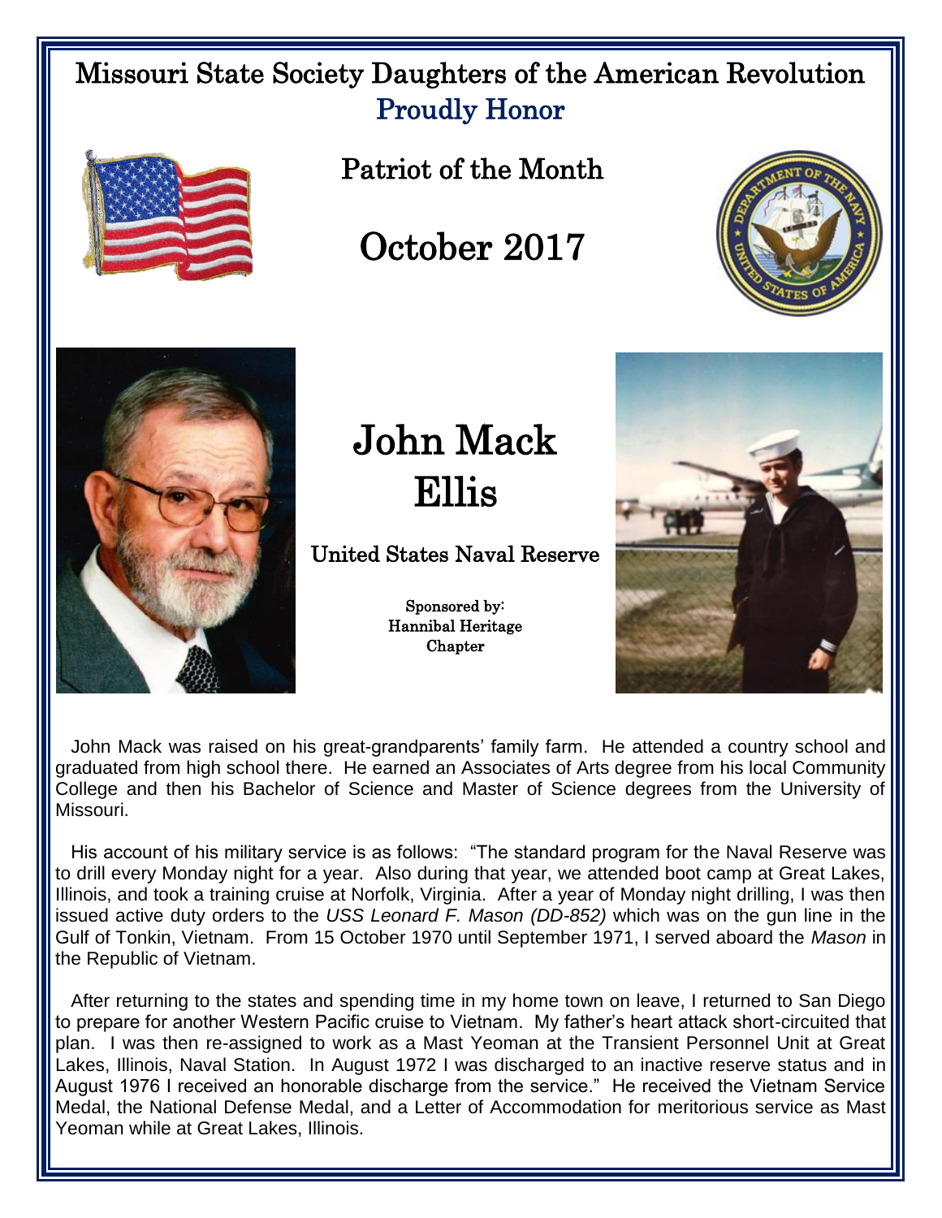# Missouri State Society Daughters of the American Revolution

## Proudly Honor

### Patriot of the Month

# October 2017

# John Mack Ellis

### United States Naval Reserve

Sponsored by:
Hannibal Heritage
Chapter

John Mack was raised on his great-grandparents' family farm. He attended a country school and graduated from high school there. He earned an Associates of Arts degree from his local Community College and then his Bachelor of Science and Master of Science degrees from the University of Missouri.

His account of his military service is as follows: "The standard program for the Naval Reserve was to drill every Monday night for a year. Also during that year, we attended boot camp at Great Lakes, Illinois, and took a training cruise at Norfolk, Virginia. After a year of Monday night drilling, I was then issued active duty orders to the *USS Leonard F. Mason (DD-852)* which was on the gun line in the Gulf of Tonkin, Vietnam. From 15 October 1970 until September 1971, I served aboard the *Mason* in the Republic of Vietnam.

After returning to the states and spending time in my home town on leave, I returned to San Diego to prepare for another Western Pacific cruise to Vietnam. My father's heart attack short-circuited that plan. I was then re-assigned to work as a Mast Yeoman at the Transient Personnel Unit at Great Lakes, Illinois, Naval Station. In August 1972 I was discharged to an inactive reserve status and in August 1976 I received an honorable discharge from the service." He received the Vietnam Service Medal, the National Defense Medal, and a Letter of Accommodation for meritorious service as Mast Yeoman while at Great Lakes, Illinois.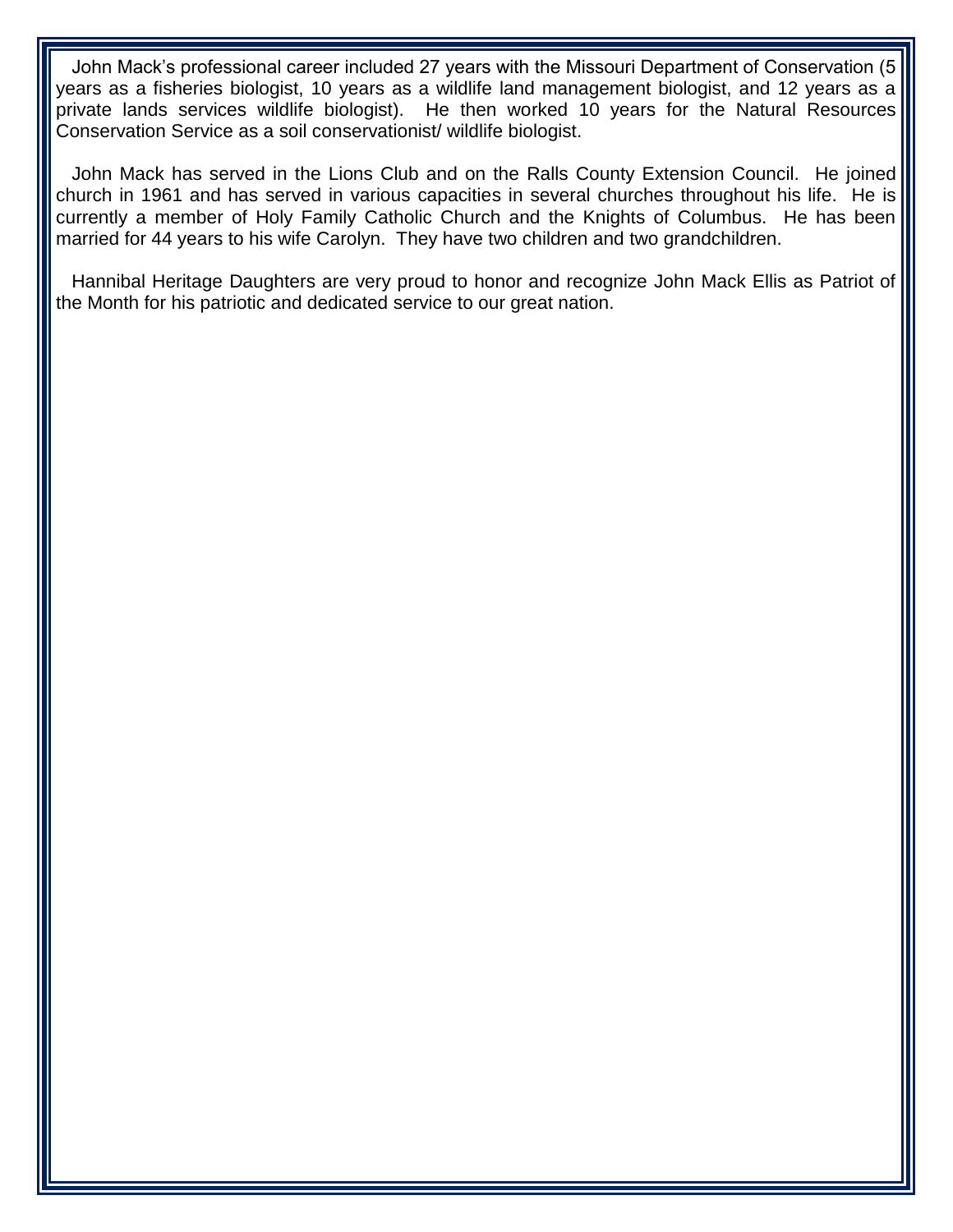John Mack's professional career included 27 years with the Missouri Department of Conservation (5 years as a fisheries biologist, 10 years as a wildlife land management biologist, and 12 years as a private lands services wildlife biologist). He then worked 10 years for the Natural Resources Conservation Service as a soil conservationist/ wildlife biologist.

John Mack has served in the Lions Club and on the Ralls County Extension Council. He joined church in 1961 and has served in various capacities in several churches throughout his life. He is currently a member of Holy Family Catholic Church and the Knights of Columbus. He has been married for 44 years to his wife Carolyn. They have two children and two grandchildren.

Hannibal Heritage Daughters are very proud to honor and recognize John Mack Ellis as Patriot of the Month for his patriotic and dedicated service to our great nation.